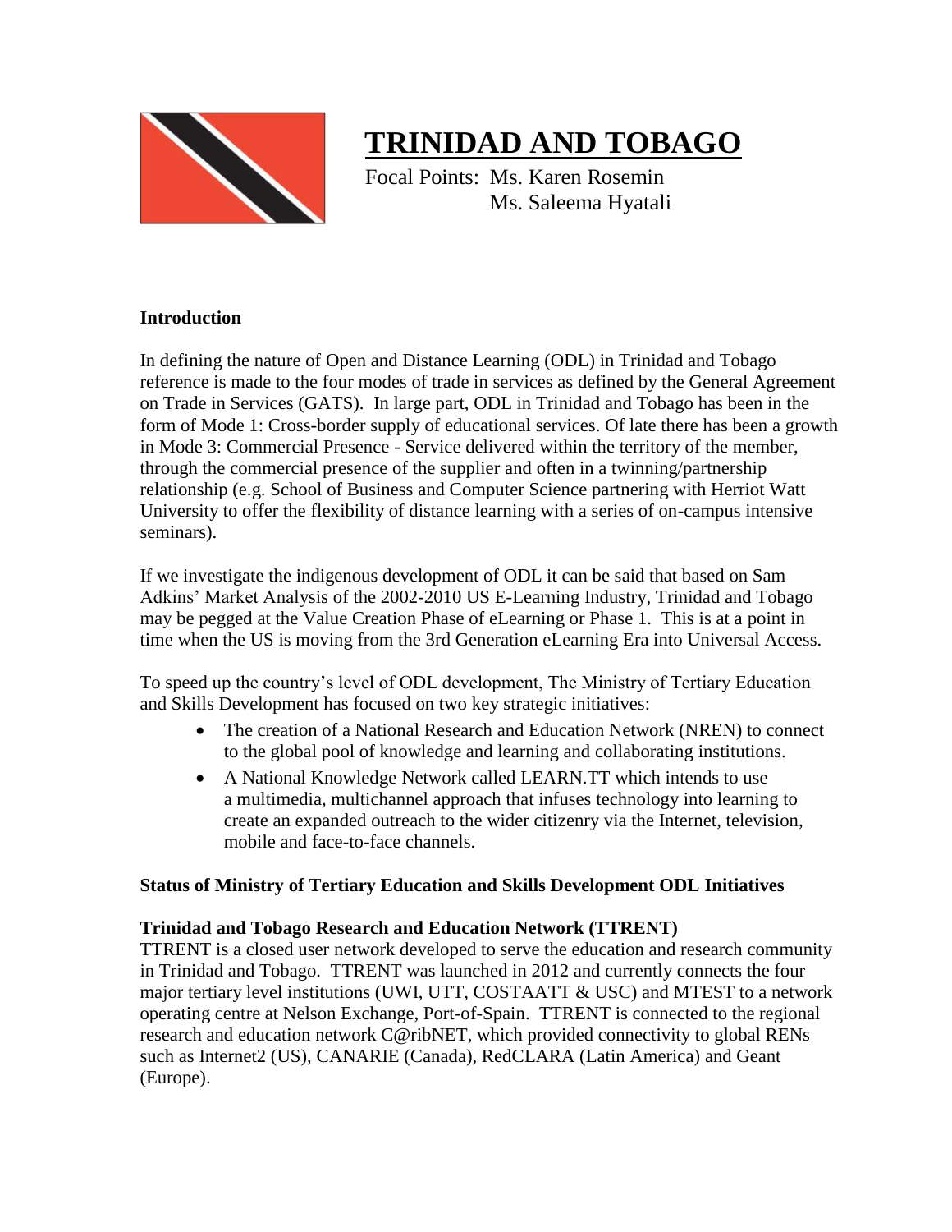# TRINIDAD AND TOBAGO

Focal Points: Ms. Karen Rosemin
Ms. Saleema Hyatali

## Introduction

In defining the nature of Open and Distance Learning (ODL) in Trinidad and Tobago reference is made to the four modes of trade in services as defined by the General Agreement on Trade in Services (GATS). In large part, ODL in Trinidad and Tobago has been in the form of Mode 1: Cross-border supply of educational services. Of late there has been a growth in Mode 3: Commercial Presence - Service delivered within the territory of the member, through the commercial presence of the supplier and often in a twinning/partnership relationship (e.g. School of Business and Computer Science partnering with Herriot Watt University to offer the flexibility of distance learning with a series of on-campus intensive seminars).

If we investigate the indigenous development of ODL it can be said that based on Sam Adkins' Market Analysis of the 2002-2010 US E-Learning Industry, Trinidad and Tobago may be pegged at the Value Creation Phase of eLearning or Phase 1. This is at a point in time when the US is moving from the 3rd Generation eLearning Era into Universal Access.

To speed up the country's level of ODL development, The Ministry of Tertiary Education and Skills Development has focused on two key strategic initiatives:

- The creation of a National Research and Education Network (NREN) to connect to the global pool of knowledge and learning and collaborating institutions.
- A National Knowledge Network called LEARN.TT which intends to use a multimedia, multichannel approach that infuses technology into learning to create an expanded outreach to the wider citizenry via the Internet, television, mobile and face-to-face channels.

## Status of Ministry of Tertiary Education and Skills Development ODL Initiatives

### Trinidad and Tobago Research and Education Network (TTRENT)

TTRENT is a closed user network developed to serve the education and research community in Trinidad and Tobago. TTRENT was launched in 2012 and currently connects the four major tertiary level institutions (UWI, UTT, COSTAATT & USC) and MTEST to a network operating centre at Nelson Exchange, Port-of-Spain. TTRENT is connected to the regional research and education network C@ribNET, which provided connectivity to global RENs such as Internet2 (US), CANARIE (Canada), RedCLARA (Latin America) and Geant (Europe).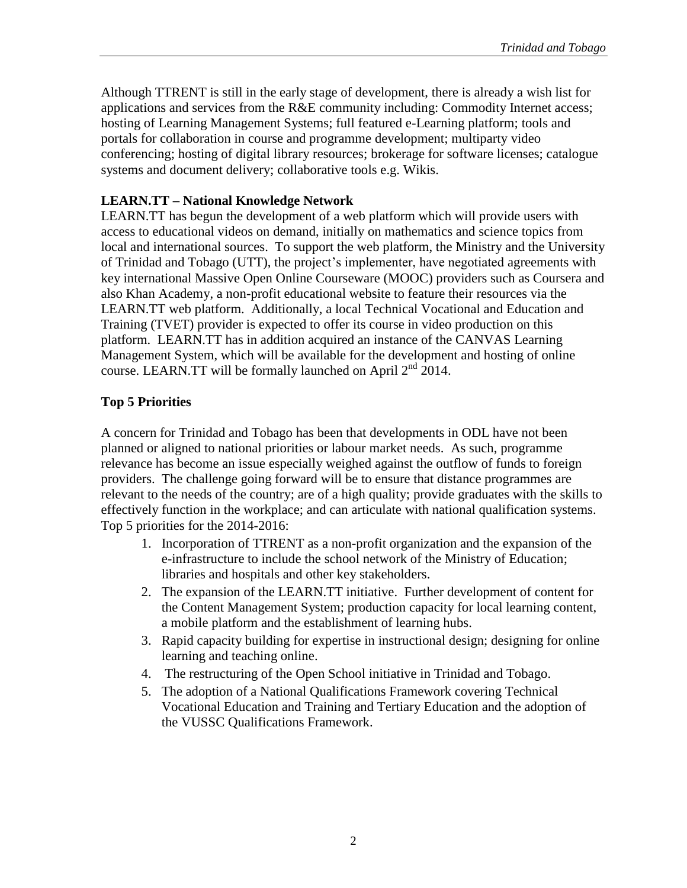Although TTRENT is still in the early stage of development, there is already a wish list for applications and services from the R&E community including: Commodity Internet access; hosting of Learning Management Systems; full featured e-Learning platform; tools and portals for collaboration in course and programme development; multiparty video conferencing; hosting of digital library resources; brokerage for software licenses; catalogue systems and document delivery; collaborative tools e.g. Wikis.

**LEARN.TT – National Knowledge Network**

LEARN.TT has begun the development of a web platform which will provide users with access to educational videos on demand, initially on mathematics and science topics from local and international sources. To support the web platform, the Ministry and the University of Trinidad and Tobago (UTT), the project's implementer, have negotiated agreements with key international Massive Open Online Courseware (MOOC) providers such as Coursera and also Khan Academy, a non-profit educational website to feature their resources via the LEARN.TT web platform. Additionally, a local Technical Vocational and Education and Training (TVET) provider is expected to offer its course in video production on this platform. LEARN.TT has in addition acquired an instance of the CANVAS Learning Management System, which will be available for the development and hosting of online course. LEARN.TT will be formally launched on April 2nd 2014.

## Top 5 Priorities

A concern for Trinidad and Tobago has been that developments in ODL have not been planned or aligned to national priorities or labour market needs. As such, programme relevance has become an issue especially weighed against the outflow of funds to foreign providers. The challenge going forward will be to ensure that distance programmes are relevant to the needs of the country; are of a high quality; provide graduates with the skills to effectively function in the workplace; and can articulate with national qualification systems. Top 5 priorities for the 2014-2016:

1. Incorporation of TTRENT as a non-profit organization and the expansion of the e-infrastructure to include the school network of the Ministry of Education; libraries and hospitals and other key stakeholders.
2. The expansion of the LEARN.TT initiative. Further development of content for the Content Management System; production capacity for local learning content, a mobile platform and the establishment of learning hubs.
3. Rapid capacity building for expertise in instructional design; designing for online learning and teaching online.
4. The restructuring of the Open School initiative in Trinidad and Tobago.
5. The adoption of a National Qualifications Framework covering Technical Vocational Education and Training and Tertiary Education and the adoption of the VUSSC Qualifications Framework.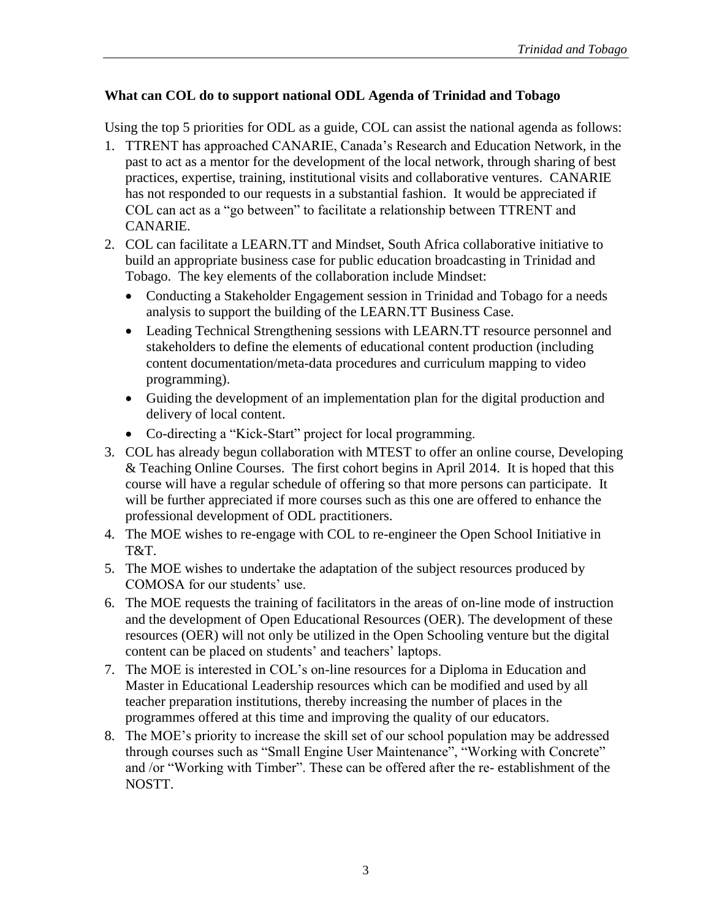**What can COL do to support national ODL Agenda of Trinidad and Tobago**

Using the top 5 priorities for ODL as a guide, COL can assist the national agenda as follows:

1. TTRENT has approached CANARIE, Canada's Research and Education Network, in the past to act as a mentor for the development of the local network, through sharing of best practices, expertise, training, institutional visits and collaborative ventures. CANARIE has not responded to our requests in a substantial fashion. It would be appreciated if COL can act as a "go between" to facilitate a relationship between TTRENT and CANARIE.
2. COL can facilitate a LEARN.TT and Mindset, South Africa collaborative initiative to build an appropriate business case for public education broadcasting in Trinidad and Tobago. The key elements of the collaboration include Mindset:
   - Conducting a Stakeholder Engagement session in Trinidad and Tobago for a needs analysis to support the building of the LEARN.TT Business Case.
   - Leading Technical Strengthening sessions with LEARN.TT resource personnel and stakeholders to define the elements of educational content production (including content documentation/meta-data procedures and curriculum mapping to video programming).
   - Guiding the development of an implementation plan for the digital production and delivery of local content.
   - Co-directing a "Kick-Start" project for local programming.
3. COL has already begun collaboration with MTEST to offer an online course, Developing & Teaching Online Courses. The first cohort begins in April 2014. It is hoped that this course will have a regular schedule of offering so that more persons can participate. It will be further appreciated if more courses such as this one are offered to enhance the professional development of ODL practitioners.
4. The MOE wishes to re-engage with COL to re-engineer the Open School Initiative in T&T.
5. The MOE wishes to undertake the adaptation of the subject resources produced by COMOSA for our students' use.
6. The MOE requests the training of facilitators in the areas of on-line mode of instruction and the development of Open Educational Resources (OER). The development of these resources (OER) will not only be utilized in the Open Schooling venture but the digital content can be placed on students' and teachers' laptops.
7. The MOE is interested in COL's on-line resources for a Diploma in Education and Master in Educational Leadership resources which can be modified and used by all teacher preparation institutions, thereby increasing the number of places in the programmes offered at this time and improving the quality of our educators.
8. The MOE's priority to increase the skill set of our school population may be addressed through courses such as "Small Engine User Maintenance", "Working with Concrete" and /or "Working with Timber". These can be offered after the re- establishment of the NOSTT.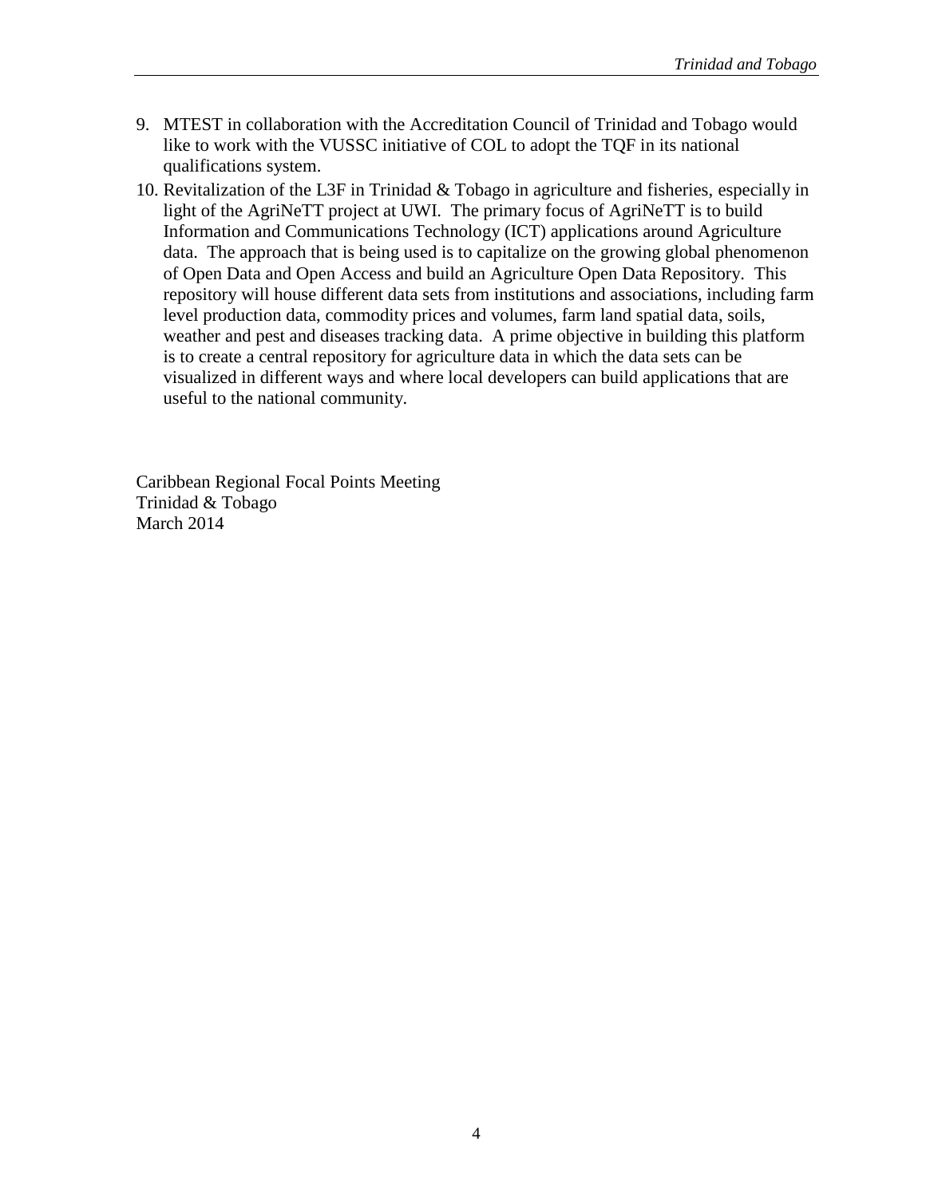9. MTEST in collaboration with the Accreditation Council of Trinidad and Tobago would like to work with the VUSSC initiative of COL to adopt the TQF in its national qualifications system.
10. Revitalization of the L3F in Trinidad & Tobago in agriculture and fisheries, especially in light of the AgriNeTT project at UWI. The primary focus of AgriNeTT is to build Information and Communications Technology (ICT) applications around Agriculture data. The approach that is being used is to capitalize on the growing global phenomenon of Open Data and Open Access and build an Agriculture Open Data Repository. This repository will house different data sets from institutions and associations, including farm level production data, commodity prices and volumes, farm land spatial data, soils, weather and pest and diseases tracking data. A prime objective in building this platform is to create a central repository for agriculture data in which the data sets can be visualized in different ways and where local developers can build applications that are useful to the national community.

Caribbean Regional Focal Points Meeting
Trinidad & Tobago
March 2014